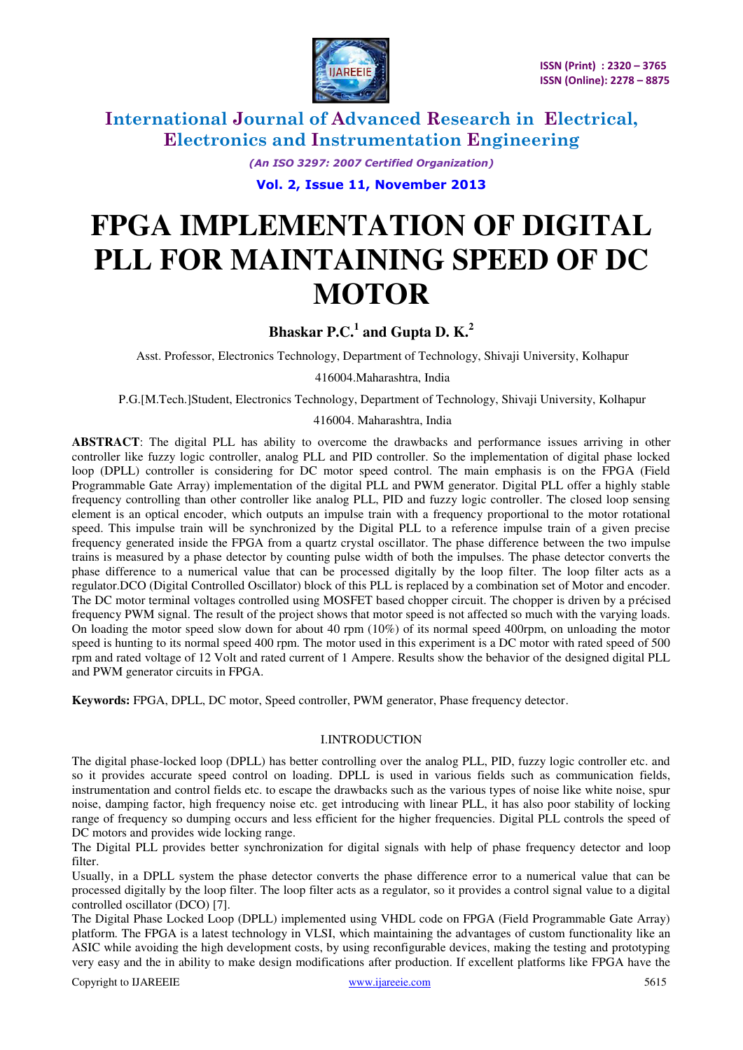# FPGA IMPLEMENTATION OF DIGITAL PLL FOR MAINTAINING SPEED OF DC MOTOR

**Bhaskar P.C.[1] and Gupta D. K.[2]**

Asst. Professor, Electronics Technology, Department of Technology, Shivaji University, Kolhapur 416004.Maharashtra, India

P.G.[M.Tech.]Student, Electronics Technology, Department of Technology, Shivaji University, Kolhapur 416004. Maharashtra, India

**ABSTRACT**: The digital PLL has ability to overcome the drawbacks and performance issues arriving in other controller like fuzzy logic controller, analog PLL and PID controller. So the implementation of digital phase locked loop (DPLL) controller is considering for DC motor speed control. The main emphasis is on the FPGA (Field Programmable Gate Array) implementation of the digital PLL and PWM generator. Digital PLL offer a highly stable frequency controlling than other controller like analog PLL, PID and fuzzy logic controller. The closed loop sensing element is an optical encoder, which outputs an impulse train with a frequency proportional to the motor rotational speed. This impulse train will be synchronized by the Digital PLL to a reference impulse train of a given precise frequency generated inside the FPGA from a quartz crystal oscillator. The phase difference between the two impulse trains is measured by a phase detector by counting pulse width of both the impulses. The phase detector converts the phase difference to a numerical value that can be processed digitally by the loop filter. The loop filter acts as a regulator.DCO (Digital Controlled Oscillator) block of this PLL is replaced by a combination set of Motor and encoder. The DC motor terminal voltages controlled using MOSFET based chopper circuit. The chopper is driven by a précised frequency PWM signal. The result of the project shows that motor speed is not affected so much with the varying loads. On loading the motor speed slow down for about 40 rpm (10%) of its normal speed 400rpm, on unloading the motor speed is hunting to its normal speed 400 rpm. The motor used in this experiment is a DC motor with rated speed of 500 rpm and rated voltage of 12 Volt and rated current of 1 Ampere. Results show the behavior of the designed digital PLL and PWM generator circuits in FPGA.

**Keywords:** FPGA, DPLL, DC motor, Speed controller, PWM generator, Phase frequency detector.

## I.INTRODUCTION

The digital phase-locked loop (DPLL) has better controlling over the analog PLL, PID, fuzzy logic controller etc. and so it provides accurate speed control on loading. DPLL is used in various fields such as communication fields, instrumentation and control fields etc. to escape the drawbacks such as the various types of noise like white noise, spur noise, damping factor, high frequency noise etc. get introducing with linear PLL, it has also poor stability of locking range of frequency so dumping occurs and less efficient for the higher frequencies. Digital PLL controls the speed of DC motors and provides wide locking range.

The Digital PLL provides better synchronization for digital signals with help of phase frequency detector and loop filter.

Usually, in a DPLL system the phase detector converts the phase difference error to a numerical value that can be processed digitally by the loop filter. The loop filter acts as a regulator, so it provides a control signal value to a digital controlled oscillator (DCO) [7].

The Digital Phase Locked Loop (DPLL) implemented using VHDL code on FPGA (Field Programmable Gate Array) platform. The FPGA is a latest technology in VLSI, which maintaining the advantages of custom functionality like an ASIC while avoiding the high development costs, by using reconfigurable devices, making the testing and prototyping very easy and the in ability to make design modifications after production. If excellent platforms like FPGA have the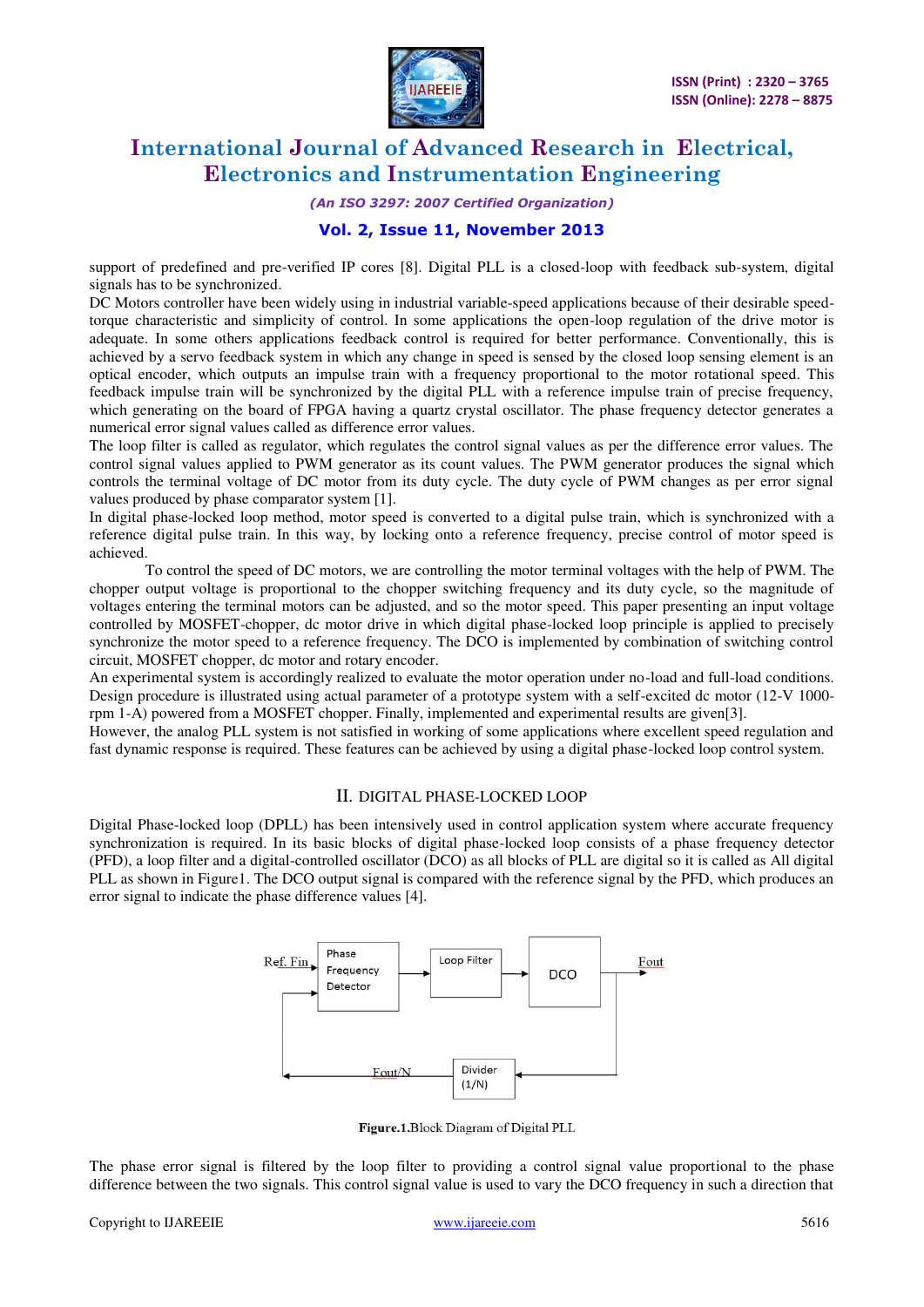support of predefined and pre-verified IP cores [8]. Digital PLL is a closed-loop with feedback sub-system, digital signals has to be synchronized.

DC Motors controller have been widely using in industrial variable-speed applications because of their desirable speed-torque characteristic and simplicity of control. In some applications the open-loop regulation of the drive motor is adequate. In some others applications feedback control is required for better performance. Conventionally, this is achieved by a servo feedback system in which any change in speed is sensed by the closed loop sensing element is an optical encoder, which outputs an impulse train with a frequency proportional to the motor rotational speed. This feedback impulse train will be synchronized by the digital PLL with a reference impulse train of precise frequency, which generating on the board of FPGA having a quartz crystal oscillator. The phase frequency detector generates a numerical error signal values called as difference error values.

The loop filter is called as regulator, which regulates the control signal values as per the difference error values. The control signal values applied to PWM generator as its count values. The PWM generator produces the signal which controls the terminal voltage of DC motor from its duty cycle. The duty cycle of PWM changes as per error signal values produced by phase comparator system [1].

In digital phase-locked loop method, motor speed is converted to a digital pulse train, which is synchronized with a reference digital pulse train. In this way, by locking onto a reference frequency, precise control of motor speed is achieved.

To control the speed of DC motors, we are controlling the motor terminal voltages with the help of PWM. The chopper output voltage is proportional to the chopper switching frequency and its duty cycle, so the magnitude of voltages entering the terminal motors can be adjusted, and so the motor speed. This paper presenting an input voltage controlled by MOSFET-chopper, dc motor drive in which digital phase-locked loop principle is applied to precisely synchronize the motor speed to a reference frequency. The DCO is implemented by combination of switching control circuit, MOSFET chopper, dc motor and rotary encoder.

An experimental system is accordingly realized to evaluate the motor operation under no-load and full-load conditions. Design procedure is illustrated using actual parameter of a prototype system with a self-excited dc motor (12-V 1000-rpm 1-A) powered from a MOSFET chopper. Finally, implemented and experimental results are given[3].

However, the analog PLL system is not satisfied in working of some applications where excellent speed regulation and fast dynamic response is required. These features can be achieved by using a digital phase-locked loop control system.

## II. DIGITAL PHASE-LOCKED LOOP

Digital Phase-locked loop (DPLL) has been intensively used in control application system where accurate frequency synchronization is required. In its basic blocks of digital phase-locked loop consists of a phase frequency detector (PFD), a loop filter and a digital-controlled oscillator (DCO) as all blocks of PLL are digital so it is called as All digital PLL as shown in Figure1. The DCO output signal is compared with the reference signal by the PFD, which produces an error signal to indicate the phase difference values [4].

Ref. Fin → Phase Frequency Detector → Loop Filter → DCO → Fout; Fout → Divider (1/N) → Fout/N → Phase Frequency Detector

**Figure.1.**Block Diagram of Digital PLL

The phase error signal is filtered by the loop filter to providing a control signal value proportional to the phase difference between the two signals. This control signal value is used to vary the DCO frequency in such a direction that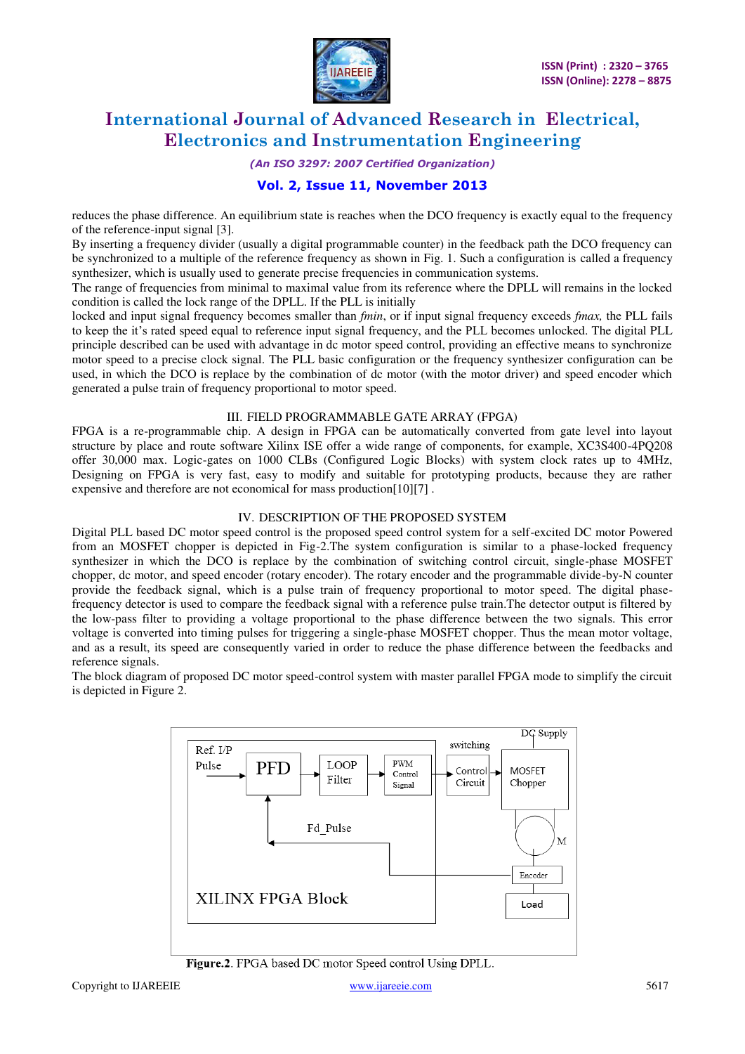reduces the phase difference. An equilibrium state is reaches when the DCO frequency is exactly equal to the frequency of the reference-input signal [3].

By inserting a frequency divider (usually a digital programmable counter) in the feedback path the DCO frequency can be synchronized to a multiple of the reference frequency as shown in Fig. 1. Such a configuration is called a frequency synthesizer, which is usually used to generate precise frequencies in communication systems.

The range of frequencies from minimal to maximal value from its reference where the DPLL will remains in the locked condition is called the lock range of the DPLL. If the PLL is initially

locked and input signal frequency becomes smaller than *fmin*, or if input signal frequency exceeds *fmax,* the PLL fails to keep the it's rated speed equal to reference input signal frequency, and the PLL becomes unlocked. The digital PLL principle described can be used with advantage in dc motor speed control, providing an effective means to synchronize motor speed to a precise clock signal. The PLL basic configuration or the frequency synthesizer configuration can be used, in which the DCO is replace by the combination of dc motor (with the motor driver) and speed encoder which generated a pulse train of frequency proportional to motor speed.

## III. FIELD PROGRAMMABLE GATE ARRAY (FPGA)

FPGA is a re-programmable chip. A design in FPGA can be automatically converted from gate level into layout structure by place and route software Xilinx ISE offer a wide range of components, for example, XC3S400-4PQ208 offer 30,000 max. Logic-gates on 1000 CLBs (Configured Logic Blocks) with system clock rates up to 4MHz, Designing on FPGA is very fast, easy to modify and suitable for prototyping products, because they are rather expensive and therefore are not economical for mass production[10][7] .

## IV. DESCRIPTION OF THE PROPOSED SYSTEM

Digital PLL based DC motor speed control is the proposed speed control system for a self-excited DC motor Powered from an MOSFET chopper is depicted in Fig-2.The system configuration is similar to a phase-locked frequency synthesizer in which the DCO is replace by the combination of switching control circuit, single-phase MOSFET chopper, dc motor, and speed encoder (rotary encoder). The rotary encoder and the programmable divide-by-N counter provide the feedback signal, which is a pulse train of frequency proportional to motor speed. The digital phase-frequency detector is used to compare the feedback signal with a reference pulse train.The detector output is filtered by the low-pass filter to providing a voltage proportional to the phase difference between the two signals. This error voltage is converted into timing pulses for triggering a single-phase MOSFET chopper. Thus the mean motor voltage, and as a result, its speed are consequently varied in order to reduce the phase difference between the feedbacks and reference signals.

The block diagram of proposed DC motor speed-control system with master parallel FPGA mode to simplify the circuit is depicted in Figure 2.

**Figure.2**. FPGA based DC motor Speed control Using DPLL.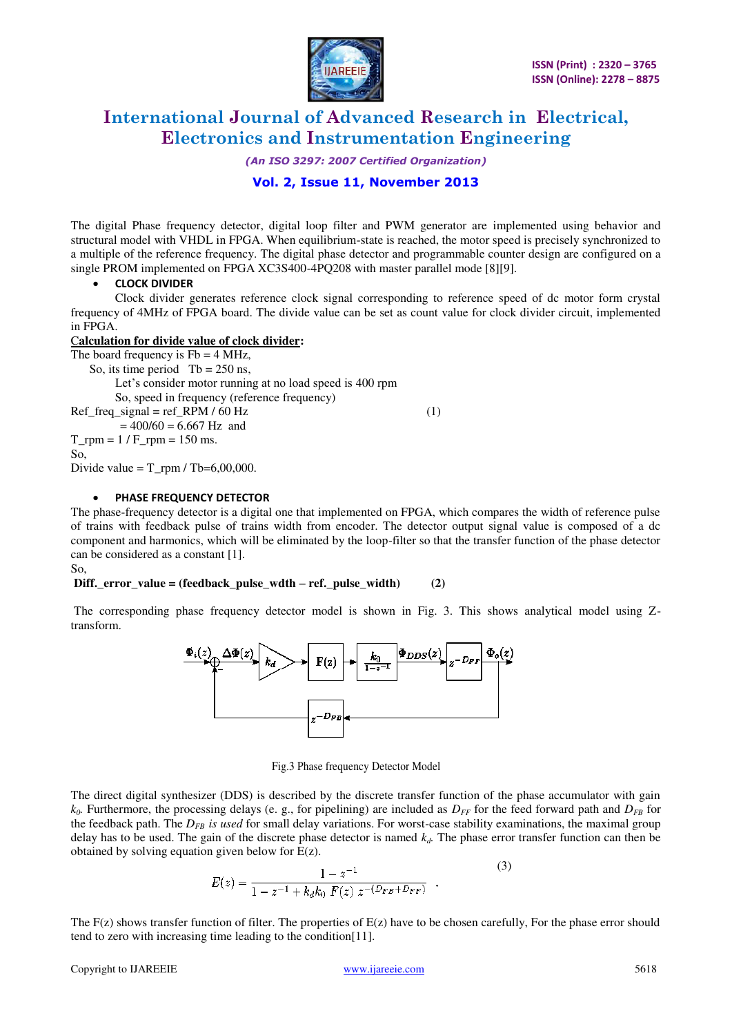The digital Phase frequency detector, digital loop filter and PWM generator are implemented using behavior and structural model with VHDL in FPGA. When equilibrium-state is reached, the motor speed is precisely synchronized to a multiple of the reference frequency. The digital phase detector and programmable counter design are configured on a single PROM implemented on FPGA XC3S400-4PQ208 with master parallel mode [8][9].

- **CLOCK DIVIDER**

Clock divider generates reference clock signal corresponding to reference speed of dc motor form crystal frequency of 4MHz of FPGA board. The divide value can be set as count value for clock divider circuit, implemented in FPGA.

**Calculation for divide value of clock divider:**

The board frequency is Fb = 4 MHz,

So, its time period Tb = 250 ns,

Let's consider motor running at no load speed is 400 rpm

So, speed in frequency (reference frequency)

Ref_freq_signal = ref_RPM / 60 Hz (1)

= 400/60 = 6.667 Hz and

T_rpm = 1 / F_rpm = 150 ms.

So,

Divide value = T_rpm / Tb=6,00,000.

- **PHASE FREQUENCY DETECTOR**

The phase-frequency detector is a digital one that implemented on FPGA, which compares the width of reference pulse of trains with feedback pulse of trains width from encoder. The detector output signal value is composed of a dc component and harmonics, which will be eliminated by the loop-filter so that the transfer function of the phase detector can be considered as a constant [1].

So,

**Diff._error_value = (feedback_pulse_wdth – ref._pulse_width) (2)**

The corresponding phase frequency detector model is shown in Fig. 3. This shows analytical model using Z-transform.

Fig.3 Phase frequency Detector Model

The direct digital synthesizer (DDS) is described by the discrete transfer function of the phase accumulator with gain $k_0$. Furthermore, the processing delays (e. g., for pipelining) are included as $D_{FF}$ for the feed forward path and $D_{FB}$ for the feedback path. The $D_{FB}$ *is used* for small delay variations. For worst-case stability examinations, the maximal group delay has to be used. The gain of the discrete phase detector is named $k_d$. The phase error transfer function can then be obtained by solving equation given below for E(z).

$$E(z) = \frac{1 - z^{-1}}{1 - z^{-1} + k_d k_0 \; F(z) \; z^{-(D_{FB} + D_{FF})}} \quad . \tag{3}$$

The F(z) shows transfer function of filter. The properties of E(z) have to be chosen carefully, For the phase error should tend to zero with increasing time leading to the condition[11].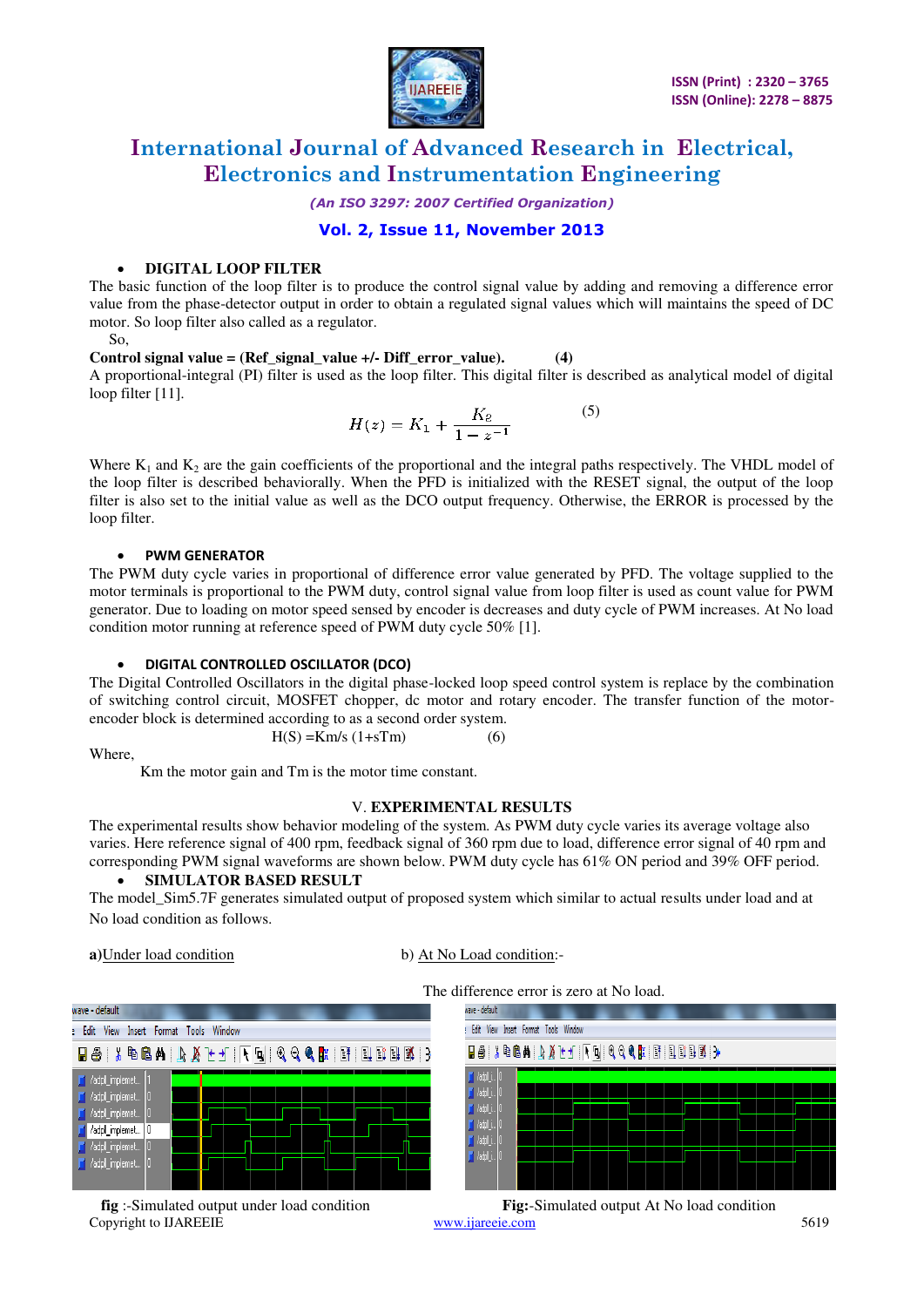- **DIGITAL LOOP FILTER**

The basic function of the loop filter is to produce the control signal value by adding and removing a difference error value from the phase-detector output in order to obtain a regulated signal values which will maintains the speed of DC motor. So loop filter also called as a regulator.

So,

**Control signal value = (Ref_signal_value +/- Diff_error_value).       (4)**

A proportional-integral (PI) filter is used as the loop filter. This digital filter is described as analytical model of digital loop filter [11].

$$H(z) = K_1 + \frac{K_2}{1 - z^{-1}} \qquad (5)$$

Where $K_1$ and $K_2$ are the gain coefficients of the proportional and the integral paths respectively. The VHDL model of the loop filter is described behaviorally. When the PFD is initialized with the RESET signal, the output of the loop filter is also set to the initial value as well as the DCO output frequency. Otherwise, the ERROR is processed by the loop filter.

- **PWM GENERATOR**

The PWM duty cycle varies in proportional of difference error value generated by PFD. The voltage supplied to the motor terminals is proportional to the PWM duty, control signal value from loop filter is used as count value for PWM generator. Due to loading on motor speed sensed by encoder is decreases and duty cycle of PWM increases. At No load condition motor running at reference speed of PWM duty cycle 50% [1].

- **DIGITAL CONTROLLED OSCILLATOR (DCO)**

The Digital Controlled Oscillators in the digital phase-locked loop speed control system is replace by the combination of switching control circuit, MOSFET chopper, dc motor and rotary encoder. The transfer function of the motor-encoder block is determined according to as a second order system.

$$H(S) = Km/s\,(1+sTm) \qquad (6)$$

Where,

Km the motor gain and Tm is the motor time constant.

## V. EXPERIMENTAL RESULTS

The experimental results show behavior modeling of the system. As PWM duty cycle varies its average voltage also varies. Here reference signal of 400 rpm, feedback signal of 360 rpm due to load, difference error signal of 40 rpm and corresponding PWM signal waveforms are shown below. PWM duty cycle has 61% ON period and 39% OFF period.

- **SIMULATOR BASED RESULT**

The model_Sim5.7F generates simulated output of proposed system which similar to actual results under load and at No load condition as follows.

**a)**Under load condition

**fig** :-Simulated output under load condition

b) At No Load condition:-

The difference error is zero at No load.

**Fig:**-Simulated output At No load condition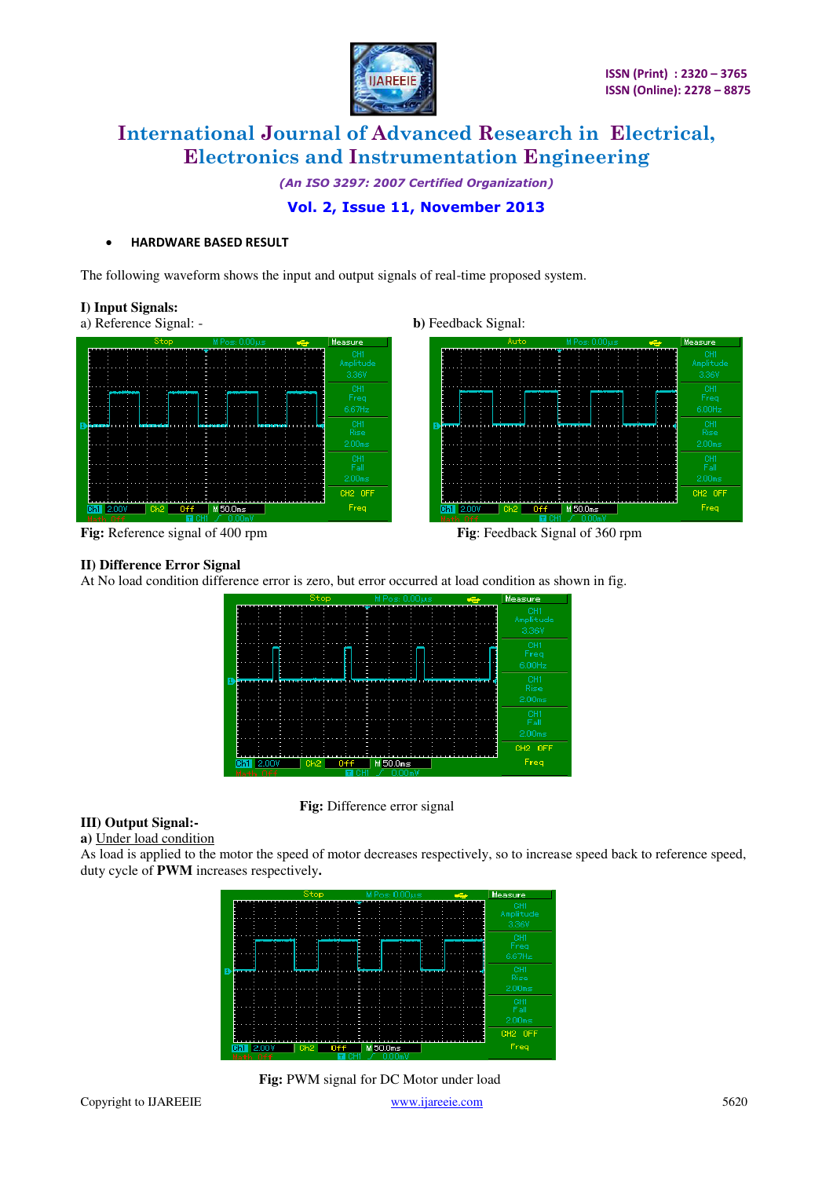- **HARDWARE BASED RESULT**

The following waveform shows the input and output signals of real-time proposed system.

**I) Input Signals:**

a) Reference Signal: -

b) Feedback Signal:

**Fig:** Reference signal of 400 rpm

**Fig**: Feedback Signal of 360 rpm

**II) Difference Error Signal**

At No load condition difference error is zero, but error occurred at load condition as shown in fig.

**Fig:** Difference error signal

**III) Output Signal:-**

**a)** Under load condition

As load is applied to the motor the speed of motor decreases respectively, so to increase speed back to reference speed, duty cycle of **PWM** increases respectively**.**

**Fig:** PWM signal for DC Motor under load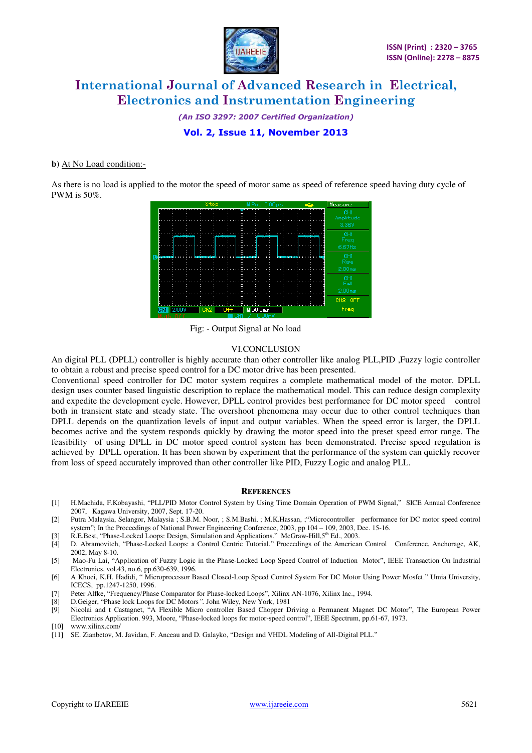**b**) At No Load condition:-

As there is no load is applied to the motor the speed of motor same as speed of reference speed having duty cycle of PWM is 50%.

Fig: - Output Signal at No load

## VI.CONCLUSION

An digital PLL (DPLL) controller is highly accurate than other controller like analog PLL,PID ,Fuzzy logic controller to obtain a robust and precise speed control for a DC motor drive has been presented.

Conventional speed controller for DC motor system requires a complete mathematical model of the motor. DPLL design uses counter based linguistic description to replace the mathematical model. This can reduce design complexity and expedite the development cycle. However, DPLL control provides best performance for DC motor speed control both in transient state and steady state. The overshoot phenomena may occur due to other control techniques than DPLL depends on the quantization levels of input and output variables. When the speed error is larger, the DPLL becomes active and the system responds quickly by drawing the motor speed into the preset speed error range. The feasibility of using DPLL in DC motor speed control system has been demonstrated. Precise speed regulation is achieved by DPLL operation. It has been shown by experiment that the performance of the system can quickly recover from loss of speed accurately improved than other controller like PID, Fuzzy Logic and analog PLL.

## REFERENCES

[1] H.Machida, F.Kobayashi, "PLL/PID Motor Control System by Using Time Domain Operation of PWM Signal," SICE Annual Conference 2007, Kagawa University, 2007, Sept. 17-20.

[2] Putra Malaysia, Selangor, Malaysia ; S.B.M. Noor, ; S.M.Bashi, ; M.K.Hassan, ;"Microcontroller performance for DC motor speed control system"; In the Proceedings of National Power Engineering Conference, 2003, pp 104 – 109, 2003, Dec. 15-16.

[3] R.E.Best, "Phase-Locked Loops: Design, Simulation and Applications." McGraw-Hill,5th Ed., 2003.

[4] D. Abramovitch, "Phase-Locked Loops: a Control Centric Tutorial." Proceedings of the American Control Conference, Anchorage, AK, 2002, May 8-10.

[5] Mao-Fu Lai, "Application of Fuzzy Logic in the Phase-Locked Loop Speed Control of Induction Motor", IEEE Transaction On Industrial Electronics, vol.43, no.6, pp.630-639, 1996.

[6] A Khoei, K.H. Hadidi, " Microprocessor Based Closed-Loop Speed Control System For DC Motor Using Power Mosfet." Umia University, ICECS, pp.1247-1250, 1996.

[7] Peter Alfke, "Frequency/Phase Comparator for Phase-locked Loops", Xilinx AN-1076, Xilinx Inc., 1994.

[8] D.Geiger, "Phase lock Loops for DC Motors". John Wiley, New York, 1981

[9] Nicolai and t Castagnet, "A Flexible Micro controller Based Chopper Driving a Permanent Magnet DC Motor", The European Power Electronics Application. 993, Moore, "Phase-locked loops for motor-speed control", IEEE Spectrum, pp.61-67, 1973.

[10] www.xilinx.com/

[11] SE. Zianbetov, M. Javidan, F. Anceau and D. Galayko, "Design and VHDL Modeling of All-Digital PLL."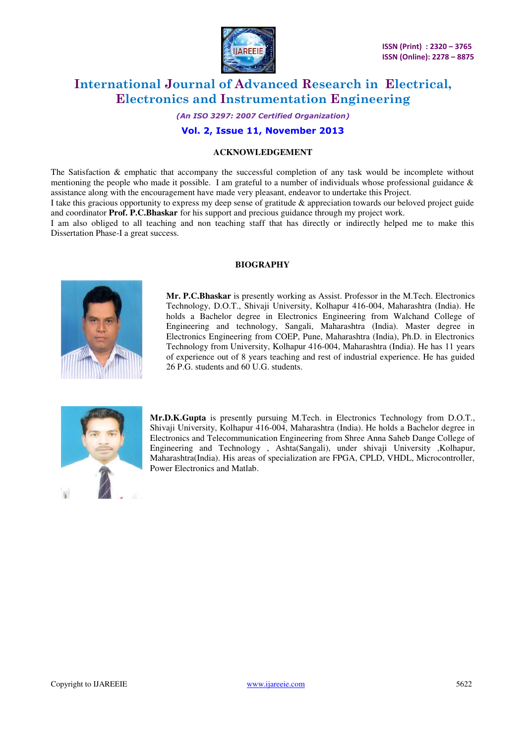## ACKNOWLEDGEMENT

The Satisfaction & emphatic that accompany the successful completion of any task would be incomplete without mentioning the people who made it possible. I am grateful to a number of individuals whose professional guidance & assistance along with the encouragement have made very pleasant, endeavor to undertake this Project.

I take this gracious opportunity to express my deep sense of gratitude & appreciation towards our beloved project guide and coordinator **Prof. P.C.Bhaskar** for his support and precious guidance through my project work.

I am also obliged to all teaching and non teaching staff that has directly or indirectly helped me to make this Dissertation Phase-I a great success.

## BIOGRAPHY

**Mr. P.C.Bhaskar** is presently working as Assist. Professor in the M.Tech. Electronics Technology, D.O.T., Shivaji University, Kolhapur 416-004, Maharashtra (India). He holds a Bachelor degree in Electronics Engineering from Walchand College of Engineering and technology, Sangali, Maharashtra (India). Master degree in Electronics Engineering from COEP, Pune, Maharashtra (India), Ph.D. in Electronics Technology from University, Kolhapur 416-004, Maharashtra (India). He has 11 years of experience out of 8 years teaching and rest of industrial experience. He has guided 26 P.G. students and 60 U.G. students.

**Mr.D.K.Gupta** is presently pursuing M.Tech. in Electronics Technology from D.O.T., Shivaji University, Kolhapur 416-004, Maharashtra (India). He holds a Bachelor degree in Electronics and Telecommunication Engineering from Shree Anna Saheb Dange College of Engineering and Technology , Ashta(Sangali), under shivaji University ,Kolhapur, Maharashtra(India). His areas of specialization are FPGA, CPLD, VHDL, Microcontroller, Power Electronics and Matlab.